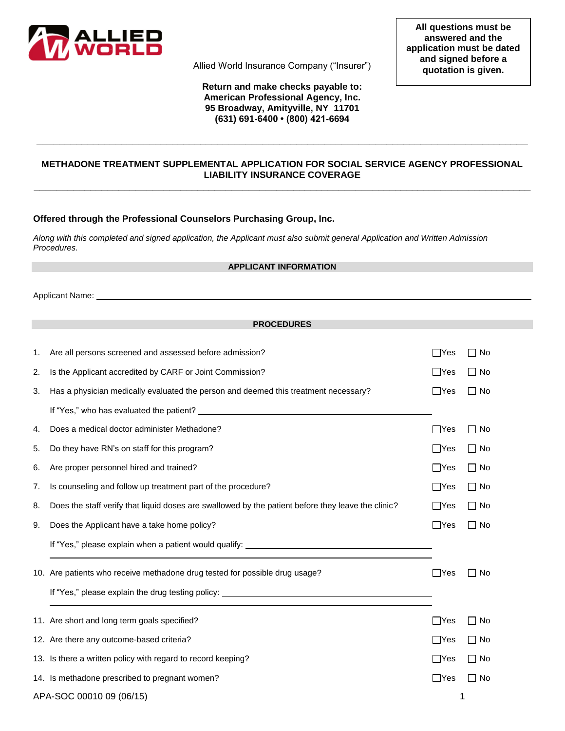Allied World Insurance Company ("Insurer")

**All questions must be answered and the application must be dated and signed before a quotation is given.**

**Return and make checks payable to:**
**American Professional Agency, Inc.**
**95 Broadway, Amityville, NY 11701**
**(631) 691-6400 • (800) 421-6694**

# METHADONE TREATMENT SUPPLEMENTAL APPLICATION FOR SOCIAL SERVICE AGENCY PROFESSIONAL LIABILITY INSURANCE COVERAGE

**Offered through the Professional Counselors Purchasing Group, Inc.**

*Along with this completed and signed application, the Applicant must also submit general Application and Written Admission Procedures.*

## APPLICANT INFORMATION

Applicant Name: ____________________________________________

## PROCEDURES

1. Are all persons screened and assessed before admission? ☐Yes ☐ No
2. Is the Applicant accredited by CARF or Joint Commission? ☐Yes ☐ No
3. Has a physician medically evaluated the person and deemed this treatment necessary? ☐Yes ☐ No

   If "Yes," who has evaluated the patient? ____________________________________________
4. Does a medical doctor administer Methadone? ☐Yes ☐ No
5. Do they have RN's on staff for this program? ☐Yes ☐ No
6. Are proper personnel hired and trained? ☐Yes ☐ No
7. Is counseling and follow up treatment part of the procedure? ☐Yes ☐ No
8. Does the staff verify that liquid doses are swallowed by the patient before they leave the clinic? ☐Yes ☐ No
9. Does the Applicant have a take home policy? ☐Yes ☐ No

   If "Yes," please explain when a patient would qualify: ____________________________________________

   ____________________________________________
10. Are patients who receive methadone drug tested for possible drug usage? ☐Yes ☐ No

    If "Yes," please explain the drug testing policy: ____________________________________________

    ____________________________________________
11. Are short and long term goals specified? ☐Yes ☐ No
12. Are there any outcome-based criteria? ☐Yes ☐ No
13. Is there a written policy with regard to record keeping? ☐Yes ☐ No
14. Is methadone prescribed to pregnant women? ☐Yes ☐ No

APA-SOC 00010 09 (06/15)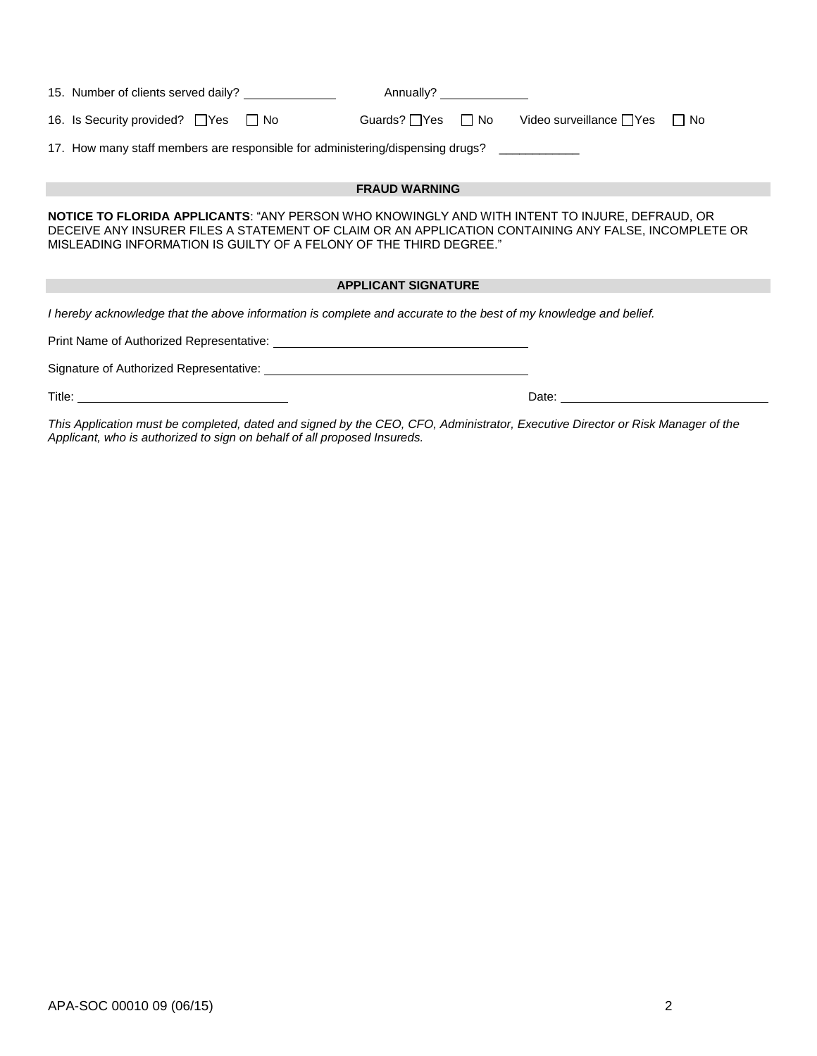15. Number of clients served daily? ______________ Annually? ______________

16. Is Security provided? ☐ Yes ☐ No Guards? ☐ Yes ☐ No Video surveillance ☐ Yes ☐ No

17. How many staff members are responsible for administering/dispensing drugs? ____________

## FRAUD WARNING

**NOTICE TO FLORIDA APPLICANTS**: "ANY PERSON WHO KNOWINGLY AND WITH INTENT TO INJURE, DEFRAUD, OR DECEIVE ANY INSURER FILES A STATEMENT OF CLAIM OR AN APPLICATION CONTAINING ANY FALSE, INCOMPLETE OR MISLEADING INFORMATION IS GUILTY OF A FELONY OF THE THIRD DEGREE."

## APPLICANT SIGNATURE

*I hereby acknowledge that the above information is complete and accurate to the best of my knowledge and belief.*

Print Name of Authorized Representative: ______________________________________

Signature of Authorized Representative: ______________________________________

Title: ______________________________ Date: ______________________________

*This Application must be completed, dated and signed by the CEO, CFO, Administrator, Executive Director or Risk Manager of the Applicant, who is authorized to sign on behalf of all proposed Insureds.*

APA-SOC 00010 09 (06/15)